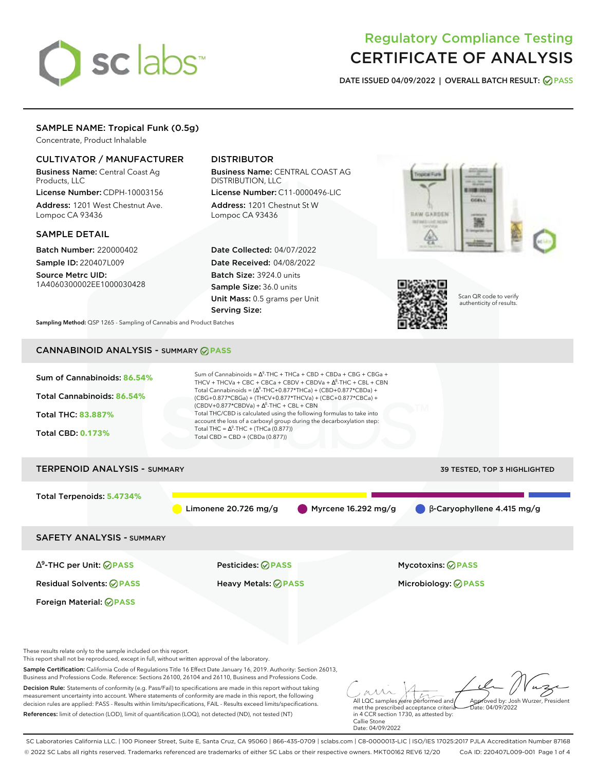# Regulatory Compliance Testing
# CERTIFICATE OF ANALYSIS

**DATE ISSUED 04/09/2022 | OVERALL BATCH RESULT: PASS**

## SAMPLE NAME: Tropical Funk (0.5g)

Concentrate, Product Inhalable

### CULTIVATOR / MANUFACTURER

**Business Name:** Central Coast Ag Products, LLC

**License Number:** CDPH-10003156

**Address:** 1201 West Chestnut Ave. Lompoc CA 93436

### DISTRIBUTOR

**Business Name:** CENTRAL COAST AG DISTRIBUTION, LLC

**License Number:** C11-0000496-LIC

**Address:** 1201 Chestnut St W Lompoc CA 93436

### SAMPLE DETAIL

**Batch Number:** 220000402

**Sample ID:** 220407L009

**Source Metrc UID:** 1A4060300002EE1000030428

**Date Collected:** 04/07/2022

**Date Received:** 04/08/2022

**Batch Size:** 3924.0 units

**Sample Size:** 36.0 units

**Unit Mass:** 0.5 grams per Unit

**Serving Size:**

Scan QR code to verify authenticity of results.

**Sampling Method:** QSP 1265 - Sampling of Cannabis and Product Batches

## CANNABINOID ANALYSIS - SUMMARY PASS

**Sum of Cannabinoids: 86.54%**

**Total Cannabinoids: 86.54%**

**Total THC: 83.887%**

**Total CBD: 0.173%**

Sum of Cannabinoids = $\Delta^9$-THC + THCa + CBD + CBDa + CBG + CBGa + THCV + THCVa + CBC + CBCa + CBDV + CBDVa + $\Delta^8$-THC + CBL + CBN

Total Cannabinoids = ($\Delta^9$-THC+0.877*THCa) + (CBD+0.877*CBDa) + (CBG+0.877*CBGa) + (THCV+0.877*THCVa) + (CBC+0.877*CBCa) + (CBDV+0.877*CBDVa) + $\Delta^8$-THC + CBL + CBN

Total THC/CBD is calculated using the following formulas to take into account the loss of a carboxyl group during the decarboxylation step:

Total THC = $\Delta^9$-THC + (THCa (0.877))

Total CBD = CBD + (CBDa (0.877))

## TERPENOID ANALYSIS - SUMMARY

39 TESTED, TOP 3 HIGHLIGHTED

**Total Terpenoids: 5.4734%**

Limonene 20.726 mg/g | Myrcene 16.292 mg/g | β-Caryophyllene 4.415 mg/g

## SAFETY ANALYSIS - SUMMARY

| | | |
|---|---|---|
| $\Delta^9$-THC per Unit: PASS | Pesticides: PASS | Mycotoxins: PASS |
| Residual Solvents: PASS | Heavy Metals: PASS | Microbiology: PASS |
| Foreign Material: PASS | | |

These results relate only to the sample included on this report.
This report shall not be reproduced, except in full, without written approval of the laboratory.

**Sample Certification:** California Code of Regulations Title 16 Effect Date January 16, 2019. Authority: Section 26013, Business and Professions Code. Reference: Sections 26100, 26104 and 26110, Business and Professions Code.

**Decision Rule:** Statements of conformity (e.g. Pass/Fail) to specifications are made in this report without taking measurement uncertainty into account. Where statements of conformity are made in this report, the following decision rules are applied: PASS - Results within limits/specifications, FAIL - Results exceed limits/specifications.

**References:** limit of detection (LOD), limit of quantification (LOQ), not detected (ND), not tested (NT)

All LQC samples were performed and met the prescribed acceptance criteria in 4 CCR section 1730, as attested by: Callie Stone
Date: 04/09/2022

Approved by: Josh Wurzer, President
Date: 04/09/2022

SC Laboratories California LLC. | 100 Pioneer Street, Suite E, Santa Cruz, CA 95060 | 866-435-0709 | sclabs.com | C8-0000013-LIC | ISO/IES 17025:2017 PJLA Accreditation Number 87168
© 2022 SC Labs all rights reserved. Trademarks referenced are trademarks of either SC Labs or their respective owners. MKT00162 REV6 12/20 CoA ID: 220407L009-001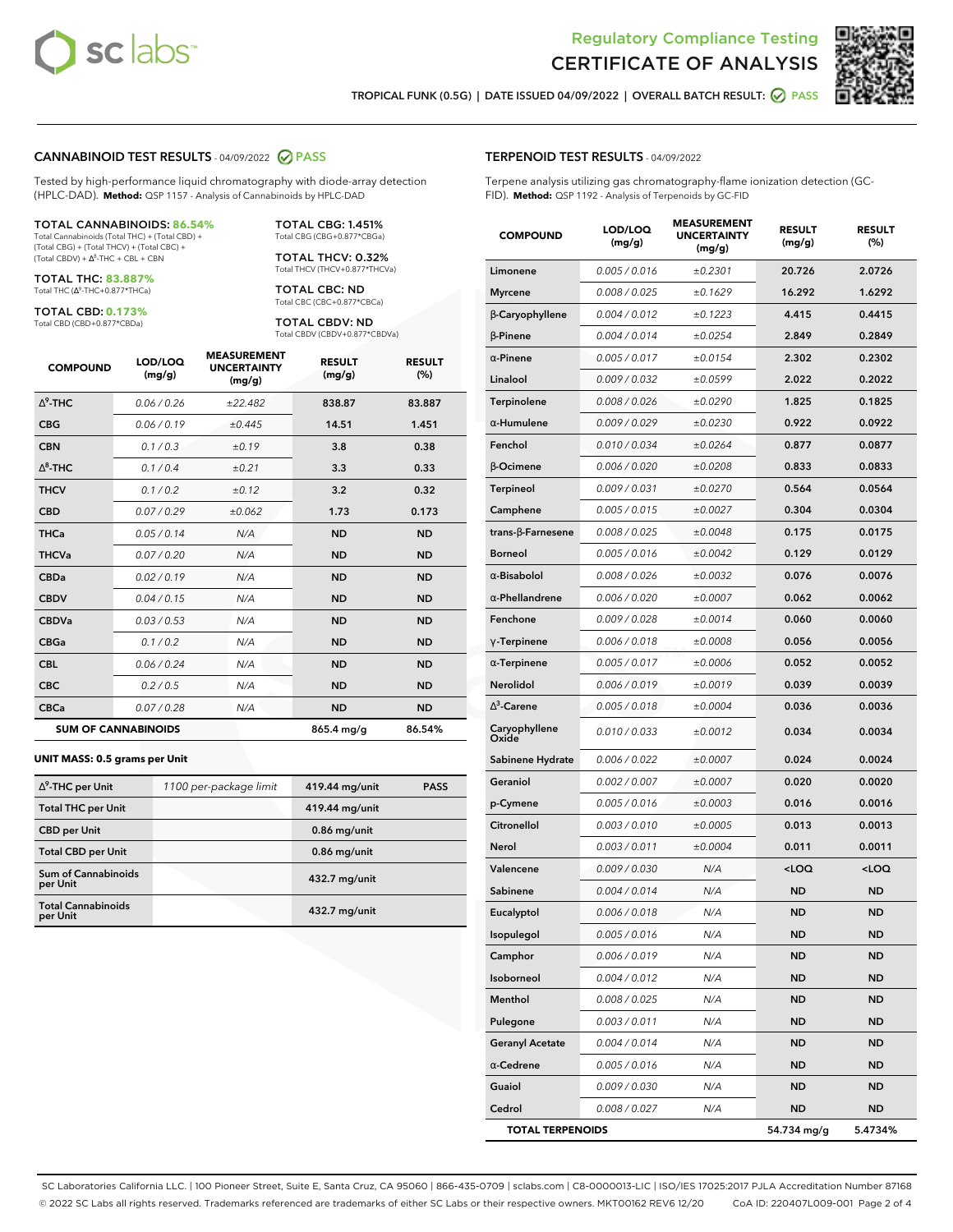# Regulatory Compliance Testing
# CERTIFICATE OF ANALYSIS

TROPICAL FUNK (0.5G) | DATE ISSUED 04/09/2022 | OVERALL BATCH RESULT: PASS

## CANNABINOID TEST RESULTS - 04/09/2022 PASS

Tested by high-performance liquid chromatography with diode-array detection (HPLC-DAD). **Method:** QSP 1157 - Analysis of Cannabinoids by HPLC-DAD

**TOTAL CANNABINOIDS: 86.54%**
Total Cannabinoids (Total THC) + (Total CBD) + (Total CBG) + (Total THCV) + (Total CBC) + (Total CBDV) + Δ⁸-THC + CBL + CBN

**TOTAL THC: 83.887%**
Total THC (Δ⁹-THC+0.877*THCa)

**TOTAL CBD: 0.173%**
Total CBD (CBD+0.877*CBDa)

**TOTAL CBG: 1.451%**
Total CBG (CBG+0.877*CBGa)

**TOTAL THCV: 0.32%**
Total THCV (THCV+0.877*THCVa)

**TOTAL CBC: ND**
Total CBC (CBC+0.877*CBCa)

**TOTAL CBDV: ND**
Total CBDV (CBDV+0.877*CBDVa)

| COMPOUND | LOD/LOQ (mg/g) | MEASUREMENT UNCERTAINTY (mg/g) | RESULT (mg/g) | RESULT (%) |
|---|---|---|---|---|
| Δ⁹-THC | 0.06 / 0.26 | ±22.482 | 838.87 | 83.887 |
| CBG | 0.06 / 0.19 | ±0.445 | 14.51 | 1.451 |
| CBN | 0.1 / 0.3 | ±0.19 | 3.8 | 0.38 |
| Δ⁸-THC | 0.1 / 0.4 | ±0.21 | 3.3 | 0.33 |
| THCV | 0.1 / 0.2 | ±0.12 | 3.2 | 0.32 |
| CBD | 0.07 / 0.29 | ±0.062 | 1.73 | 0.173 |
| THCa | 0.05 / 0.14 | N/A | ND | ND |
| THCVa | 0.07 / 0.20 | N/A | ND | ND |
| CBDa | 0.02 / 0.19 | N/A | ND | ND |
| CBDV | 0.04 / 0.15 | N/A | ND | ND |
| CBDVa | 0.03 / 0.53 | N/A | ND | ND |
| CBGa | 0.1 / 0.2 | N/A | ND | ND |
| CBL | 0.06 / 0.24 | N/A | ND | ND |
| CBC | 0.2 / 0.5 | N/A | ND | ND |
| CBCa | 0.07 / 0.28 | N/A | ND | ND |
| **SUM OF CANNABINOIDS** | | | 865.4 mg/g | 86.54% |

### UNIT MASS: 0.5 grams per Unit

| | | | |
|---|---|---|---|
| Δ⁹-THC per Unit | 1100 per-package limit | 419.44 mg/unit | PASS |
| Total THC per Unit | | 419.44 mg/unit | |
| CBD per Unit | | 0.86 mg/unit | |
| Total CBD per Unit | | 0.86 mg/unit | |
| Sum of Cannabinoids per Unit | | 432.7 mg/unit | |
| Total Cannabinoids per Unit | | 432.7 mg/unit | |

## TERPENOID TEST RESULTS - 04/09/2022

Terpene analysis utilizing gas chromatography-flame ionization detection (GC-FID). **Method:** QSP 1192 - Analysis of Terpenoids by GC-FID

| COMPOUND | LOD/LOQ (mg/g) | MEASUREMENT UNCERTAINTY (mg/g) | RESULT (mg/g) | RESULT (%) |
|---|---|---|---|---|
| Limonene | 0.005 / 0.016 | ±0.2301 | 20.726 | 2.0726 |
| Myrcene | 0.008 / 0.025 | ±0.1629 | 16.292 | 1.6292 |
| β-Caryophyllene | 0.004 / 0.012 | ±0.1223 | 4.415 | 0.4415 |
| β-Pinene | 0.004 / 0.014 | ±0.0254 | 2.849 | 0.2849 |
| α-Pinene | 0.005 / 0.017 | ±0.0154 | 2.302 | 0.2302 |
| Linalool | 0.009 / 0.032 | ±0.0599 | 2.022 | 0.2022 |
| Terpinolene | 0.008 / 0.026 | ±0.0290 | 1.825 | 0.1825 |
| α-Humulene | 0.009 / 0.029 | ±0.0230 | 0.922 | 0.0922 |
| Fenchol | 0.010 / 0.034 | ±0.0264 | 0.877 | 0.0877 |
| β-Ocimene | 0.006 / 0.020 | ±0.0208 | 0.833 | 0.0833 |
| Terpineol | 0.009 / 0.031 | ±0.0270 | 0.564 | 0.0564 |
| Camphene | 0.005 / 0.015 | ±0.0027 | 0.304 | 0.0304 |
| trans-β-Farnesene | 0.008 / 0.025 | ±0.0048 | 0.175 | 0.0175 |
| Borneol | 0.005 / 0.016 | ±0.0042 | 0.129 | 0.0129 |
| α-Bisabolol | 0.008 / 0.026 | ±0.0032 | 0.076 | 0.0076 |
| α-Phellandrene | 0.006 / 0.020 | ±0.0007 | 0.062 | 0.0062 |
| Fenchone | 0.009 / 0.028 | ±0.0014 | 0.060 | 0.0060 |
| γ-Terpinene | 0.006 / 0.018 | ±0.0008 | 0.056 | 0.0056 |
| α-Terpinene | 0.005 / 0.017 | ±0.0006 | 0.052 | 0.0052 |
| Nerolidol | 0.006 / 0.019 | ±0.0019 | 0.039 | 0.0039 |
| Δ³-Carene | 0.005 / 0.018 | ±0.0004 | 0.036 | 0.0036 |
| Caryophyllene Oxide | 0.010 / 0.033 | ±0.0012 | 0.034 | 0.0034 |
| Sabinene Hydrate | 0.006 / 0.022 | ±0.0007 | 0.024 | 0.0024 |
| Geraniol | 0.002 / 0.007 | ±0.0007 | 0.020 | 0.0020 |
| p-Cymene | 0.005 / 0.016 | ±0.0003 | 0.016 | 0.0016 |
| Citronellol | 0.003 / 0.010 | ±0.0005 | 0.013 | 0.0013 |
| Nerol | 0.003 / 0.011 | ±0.0004 | 0.011 | 0.0011 |
| Valencene | 0.009 / 0.030 | N/A | <LOQ | <LOQ |
| Sabinene | 0.004 / 0.014 | N/A | ND | ND |
| Eucalyptol | 0.006 / 0.018 | N/A | ND | ND |
| Isopulegol | 0.005 / 0.016 | N/A | ND | ND |
| Camphor | 0.006 / 0.019 | N/A | ND | ND |
| Isoborneol | 0.004 / 0.012 | N/A | ND | ND |
| Menthol | 0.008 / 0.025 | N/A | ND | ND |
| Pulegone | 0.003 / 0.011 | N/A | ND | ND |
| Geranyl Acetate | 0.004 / 0.014 | N/A | ND | ND |
| α-Cedrene | 0.005 / 0.016 | N/A | ND | ND |
| Guaiol | 0.009 / 0.030 | N/A | ND | ND |
| Cedrol | 0.008 / 0.027 | N/A | ND | ND |
| **TOTAL TERPENOIDS** | | | 54.734 mg/g | 5.4734% |

SC Laboratories California LLC. | 100 Pioneer Street, Suite E, Santa Cruz, CA 95060 | 866-435-0709 | sclabs.com | C8-0000013-LIC | ISO/IES 17025:2017 PJLA Accreditation Number 87168
© 2022 SC Labs all rights reserved. Trademarks referenced are trademarks of either SC Labs or their respective owners. MKT00162 REV6 12/20 CoA ID: 220407L009-001